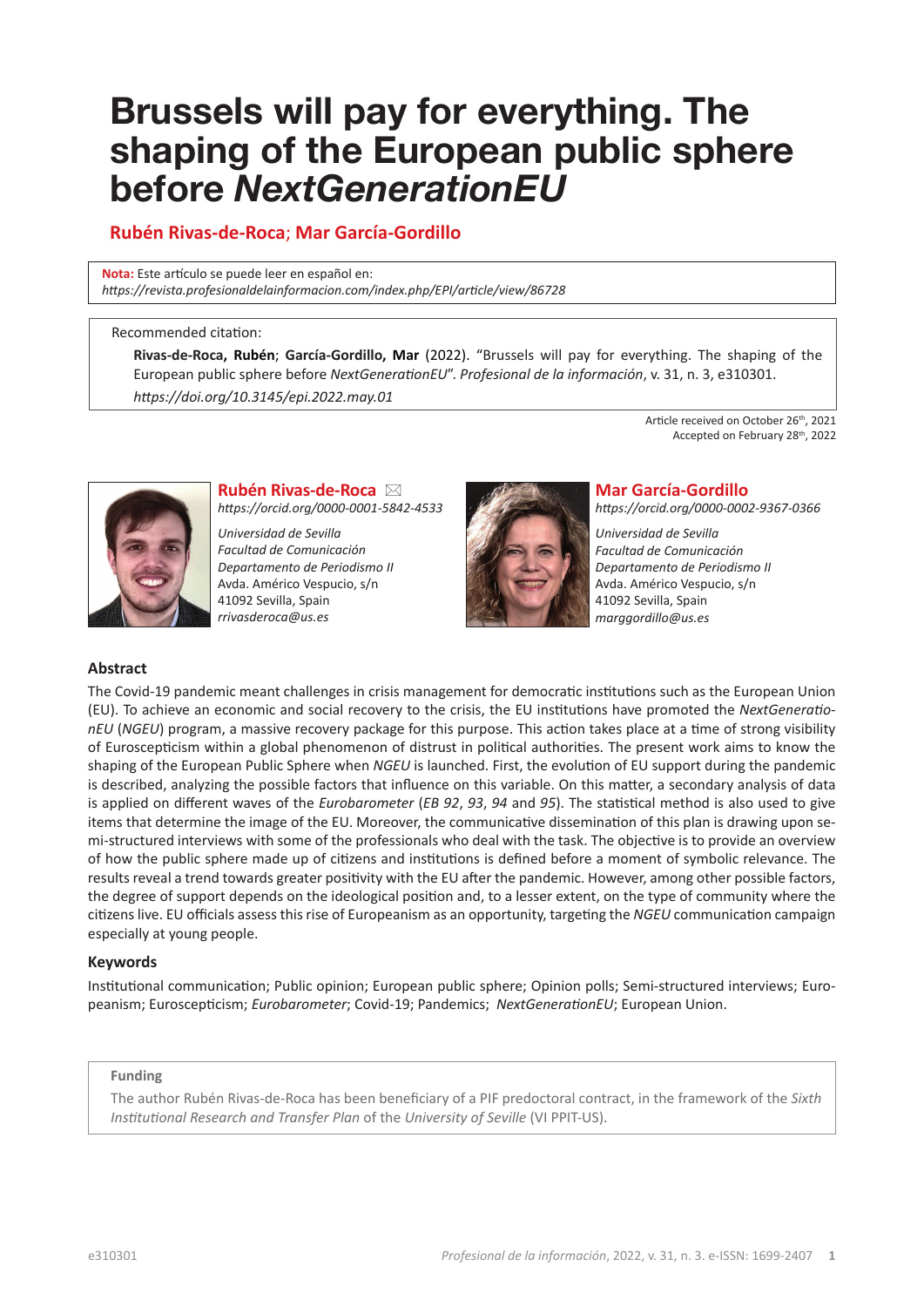# Brussels will pay for everything. The shaping of the European public sphere before *NextGenerationEU*

**Rubén Rivas-de-Roca; Mar García-Gordillo**

**Nota:** Este artículo se puede leer en español en:
*https://revista.profesionaldelainformacion.com/index.php/EPI/article/view/86728*

Recommended citation:

**Rivas-de-Roca, Rubén**; **García-Gordillo, Mar** (2022). "Brussels will pay for everything. The shaping of the European public sphere before *NextGenerationEU*". *Profesional de la información*, v. 31, n. 3, e310301.
*https://doi.org/10.3145/epi.2022.may.01*

Article received on October 26th, 2021
Accepted on February 28th, 2022

**Rubén Rivas-de-Roca** ✉
*https://orcid.org/0000-0001-5842-4533*

*Universidad de Sevilla*
*Facultad de Comunicación*
*Departamento de Periodismo II*
Avda. Américo Vespucio, s/n
41092 Sevilla, Spain
*rrivasderoca@us.es*

**Mar García-Gordillo**
*https://orcid.org/0000-0002-9367-0366*

*Universidad de Sevilla*
*Facultad de Comunicación*
*Departamento de Periodismo II*
Avda. Américo Vespucio, s/n
41092 Sevilla, Spain
*marggordillo@us.es*

## Abstract

The Covid-19 pandemic meant challenges in crisis management for democratic institutions such as the European Union (EU). To achieve an economic and social recovery to the crisis, the EU institutions have promoted the *NextGenerationEU* (*NGEU*) program, a massive recovery package for this purpose. This action takes place at a time of strong visibility of Euroscepticism within a global phenomenon of distrust in political authorities. The present work aims to know the shaping of the European Public Sphere when *NGEU* is launched. First, the evolution of EU support during the pandemic is described, analyzing the possible factors that influence on this variable. On this matter, a secondary analysis of data is applied on different waves of the *Eurobarometer* (*EB 92*, *93*, *94* and *95*). The statistical method is also used to give items that determine the image of the EU. Moreover, the communicative dissemination of this plan is drawing upon semi-structured interviews with some of the professionals who deal with the task. The objective is to provide an overview of how the public sphere made up of citizens and institutions is defined before a moment of symbolic relevance. The results reveal a trend towards greater positivity with the EU after the pandemic. However, among other possible factors, the degree of support depends on the ideological position and, to a lesser extent, on the type of community where the citizens live. EU officials assess this rise of Europeanism as an opportunity, targeting the *NGEU* communication campaign especially at young people.

## Keywords

Institutional communication; Public opinion; European public sphere; Opinion polls; Semi-structured interviews; Europeanism; Euroscepticism; *Eurobarometer*; Covid-19; Pandemics; *NextGenerationEU*; European Union.

**Funding**

The author Rubén Rivas-de-Roca has been beneficiary of a PIF predoctoral contract, in the framework of the *Sixth Institutional Research and Transfer Plan* of the *University of Seville* (VI PPIT-US).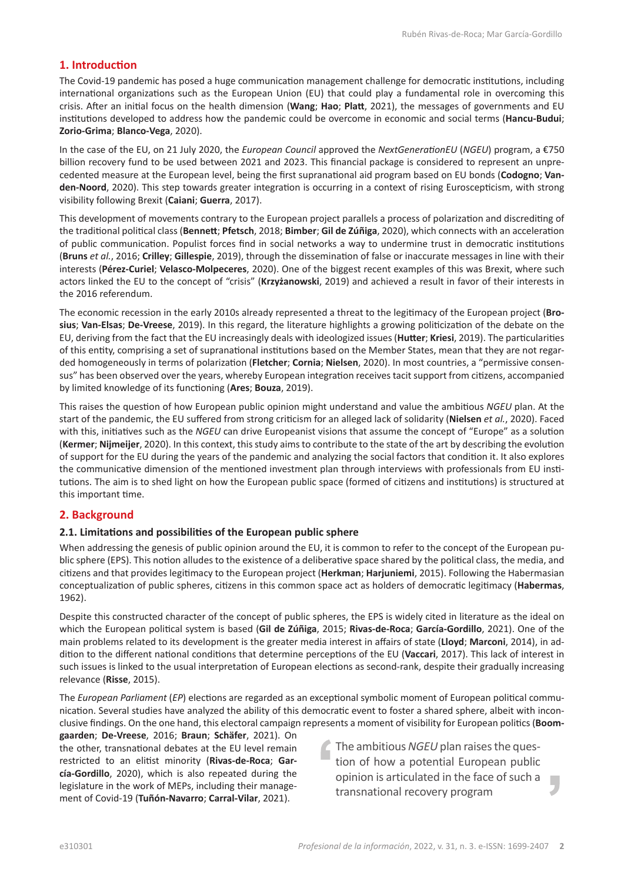## 1. Introduction

The Covid-19 pandemic has posed a huge communication management challenge for democratic institutions, including international organizations such as the European Union (EU) that could play a fundamental role in overcoming this crisis. After an initial focus on the health dimension (**Wang**; **Hao**; **Platt**, 2021), the messages of governments and EU institutions developed to address how the pandemic could be overcome in economic and social terms (**Hancu-Budui**; **Zorio-Grima**; **Blanco-Vega**, 2020).

In the case of the EU, on 21 July 2020, the *European Council* approved the *NextGenerationEU* (*NGEU*) program, a €750 billion recovery fund to be used between 2021 and 2023. This financial package is considered to represent an unprecedented measure at the European level, being the first supranational aid program based on EU bonds (**Codogno**; **Vanden-Noord**, 2020). This step towards greater integration is occurring in a context of rising Euroscepticism, with strong visibility following Brexit (**Caiani**; **Guerra**, 2017).

This development of movements contrary to the European project parallels a process of polarization and discrediting of the traditional political class (**Bennett**; **Pfetsch**, 2018; **Bimber**; **Gil de Zúñiga**, 2020), which connects with an acceleration of public communication. Populist forces find in social networks a way to undermine trust in democratic institutions (**Bruns** *et al.*, 2016; **Crilley**; **Gillespie**, 2019), through the dissemination of false or inaccurate messages in line with their interests (**Pérez-Curiel**; **Velasco-Molpeceres**, 2020). One of the biggest recent examples of this was Brexit, where such actors linked the EU to the concept of "crisis" (**Krzyżanowski**, 2019) and achieved a result in favor of their interests in the 2016 referendum.

The economic recession in the early 2010s already represented a threat to the legitimacy of the European project (**Brosius**; **Van-Elsas**; **De-Vreese**, 2019). In this regard, the literature highlights a growing politicization of the debate on the EU, deriving from the fact that the EU increasingly deals with ideologized issues (**Hutter**; **Kriesi**, 2019). The particularities of this entity, comprising a set of supranational institutions based on the Member States, mean that they are not regarded homogeneously in terms of polarization (**Fletcher**; **Cornia**; **Nielsen**, 2020). In most countries, a "permissive consensus" has been observed over the years, whereby European integration receives tacit support from citizens, accompanied by limited knowledge of its functioning (**Ares**; **Bouza**, 2019).

This raises the question of how European public opinion might understand and value the ambitious *NGEU* plan. At the start of the pandemic, the EU suffered from strong criticism for an alleged lack of solidarity (**Nielsen** *et al.*, 2020). Faced with this, initiatives such as the *NGEU* can drive Europeanist visions that assume the concept of "Europe" as a solution (**Kermer**; **Nijmeijer**, 2020). In this context, this study aims to contribute to the state of the art by describing the evolution of support for the EU during the years of the pandemic and analyzing the social factors that condition it. It also explores the communicative dimension of the mentioned investment plan through interviews with professionals from EU institutions. The aim is to shed light on how the European public space (formed of citizens and institutions) is structured at this important time.

## 2. Background

### 2.1. Limitations and possibilities of the European public sphere

When addressing the genesis of public opinion around the EU, it is common to refer to the concept of the European public sphere (EPS). This notion alludes to the existence of a deliberative space shared by the political class, the media, and citizens and that provides legitimacy to the European project (**Herkman**; **Harjuniemi**, 2015). Following the Habermasian conceptualization of public spheres, citizens in this common space act as holders of democratic legitimacy (**Habermas**, 1962).

Despite this constructed character of the concept of public spheres, the EPS is widely cited in literature as the ideal on which the European political system is based (**Gil de Zúñiga**, 2015; **Rivas-de-Roca**; **García-Gordillo**, 2021). One of the main problems related to its development is the greater media interest in affairs of state (**Lloyd**; **Marconi**, 2014), in addition to the different national conditions that determine perceptions of the EU (**Vaccari**, 2017). This lack of interest in such issues is linked to the usual interpretation of European elections as second-rank, despite their gradually increasing relevance (**Risse**, 2015).

The *European Parliament* (*EP*) elections are regarded as an exceptional symbolic moment of European political communication. Several studies have analyzed the ability of this democratic event to foster a shared sphere, albeit with inconclusive findings. On the one hand, this electoral campaign represents a moment of visibility for European politics (**Boomgaarden**; **De-Vreese**, 2016; **Braun**; **Schäfer**, 2021). On the other, transnational debates at the EU level remain restricted to an elitist minority (**Rivas-de-Roca**; **García-Gordillo**, 2020), which is also repeated during the legislature in the work of MEPs, including their management of Covid-19 (**Tuñón-Navarro**; **Carral-Vilar**, 2021).

> The ambitious *NGEU* plan raises the question of how a potential European public opinion is articulated in the face of such a transnational recovery program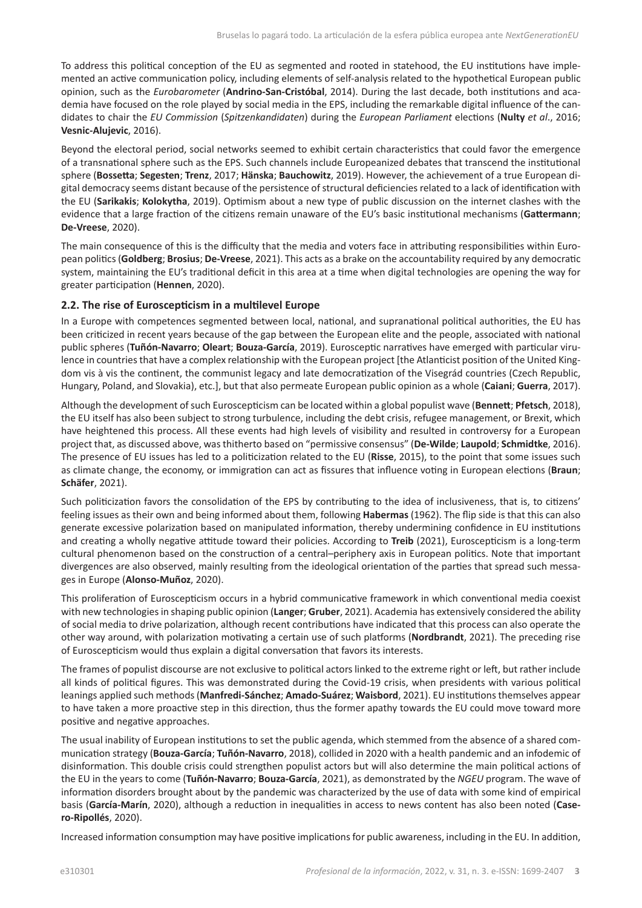To address this political conception of the EU as segmented and rooted in statehood, the EU institutions have implemented an active communication policy, including elements of self-analysis related to the hypothetical European public opinion, such as the *Eurobarometer* (**Andrino-San-Cristóbal**, 2014). During the last decade, both institutions and academia have focused on the role played by social media in the EPS, including the remarkable digital influence of the candidates to chair the *EU Commission* (*Spitzenkandidaten*) during the *European Parliament* elections (**Nulty** *et al*., 2016; **Vesnic-Alujevic**, 2016).

Beyond the electoral period, social networks seemed to exhibit certain characteristics that could favor the emergence of a transnational sphere such as the EPS. Such channels include Europeanized debates that transcend the institutional sphere (**Bossetta**; **Segesten**; **Trenz**, 2017; **Hänska**; **Bauchowitz**, 2019). However, the achievement of a true European digital democracy seems distant because of the persistence of structural deficiencies related to a lack of identification with the EU (**Sarikakis**; **Kolokytha**, 2019). Optimism about a new type of public discussion on the internet clashes with the evidence that a large fraction of the citizens remain unaware of the EU's basic institutional mechanisms (**Gattermann**; **De-Vreese**, 2020).

The main consequence of this is the difficulty that the media and voters face in attributing responsibilities within European politics (**Goldberg**; **Brosius**; **De-Vreese**, 2021). This acts as a brake on the accountability required by any democratic system, maintaining the EU's traditional deficit in this area at a time when digital technologies are opening the way for greater participation (**Hennen**, 2020).

### 2.2. The rise of Euroscepticism in a multilevel Europe

In a Europe with competences segmented between local, national, and supranational political authorities, the EU has been criticized in recent years because of the gap between the European elite and the people, associated with national public spheres (**Tuñón-Navarro**; **Oleart**; **Bouza-García**, 2019). Eurosceptic narratives have emerged with particular virulence in countries that have a complex relationship with the European project [the Atlanticist position of the United Kingdom vis à vis the continent, the communist legacy and late democratization of the Visegrád countries (Czech Republic, Hungary, Poland, and Slovakia), etc.], but that also permeate European public opinion as a whole (**Caiani**; **Guerra**, 2017).

Although the development of such Euroscepticism can be located within a global populist wave (**Bennett**; **Pfetsch**, 2018), the EU itself has also been subject to strong turbulence, including the debt crisis, refugee management, or Brexit, which have heightened this process. All these events had high levels of visibility and resulted in controversy for a European project that, as discussed above, was thitherto based on "permissive consensus" (**De-Wilde**; **Laupold**; **Schmidtke**, 2016). The presence of EU issues has led to a politicization related to the EU (**Risse**, 2015), to the point that some issues such as climate change, the economy, or immigration can act as fissures that influence voting in European elections (**Braun**; **Schäfer**, 2021).

Such politicization favors the consolidation of the EPS by contributing to the idea of inclusiveness, that is, to citizens' feeling issues as their own and being informed about them, following **Habermas** (1962). The flip side is that this can also generate excessive polarization based on manipulated information, thereby undermining confidence in EU institutions and creating a wholly negative attitude toward their policies. According to **Treib** (2021), Euroscepticism is a long-term cultural phenomenon based on the construction of a central–periphery axis in European politics. Note that important divergences are also observed, mainly resulting from the ideological orientation of the parties that spread such messages in Europe (**Alonso-Muñoz**, 2020).

This proliferation of Euroscepticism occurs in a hybrid communicative framework in which conventional media coexist with new technologies in shaping public opinion (**Langer**; **Gruber**, 2021). Academia has extensively considered the ability of social media to drive polarization, although recent contributions have indicated that this process can also operate the other way around, with polarization motivating a certain use of such platforms (**Nordbrandt**, 2021). The preceding rise of Euroscepticism would thus explain a digital conversation that favors its interests.

The frames of populist discourse are not exclusive to political actors linked to the extreme right or left, but rather include all kinds of political figures. This was demonstrated during the Covid-19 crisis, when presidents with various political leanings applied such methods (**Manfredi-Sánchez**; **Amado-Suárez**; **Waisbord**, 2021). EU institutions themselves appear to have taken a more proactive step in this direction, thus the former apathy towards the EU could move toward more positive and negative approaches.

The usual inability of European institutions to set the public agenda, which stemmed from the absence of a shared communication strategy (**Bouza-García**; **Tuñón-Navarro**, 2018), collided in 2020 with a health pandemic and an infodemic of disinformation. This double crisis could strengthen populist actors but will also determine the main political actions of the EU in the years to come (**Tuñón-Navarro**; **Bouza-García**, 2021), as demonstrated by the *NGEU* program. The wave of information disorders brought about by the pandemic was characterized by the use of data with some kind of empirical basis (**García-Marín**, 2020), although a reduction in inequalities in access to news content has also been noted (**Casero-Ripollés**, 2020).

Increased information consumption may have positive implications for public awareness, including in the EU. In addition,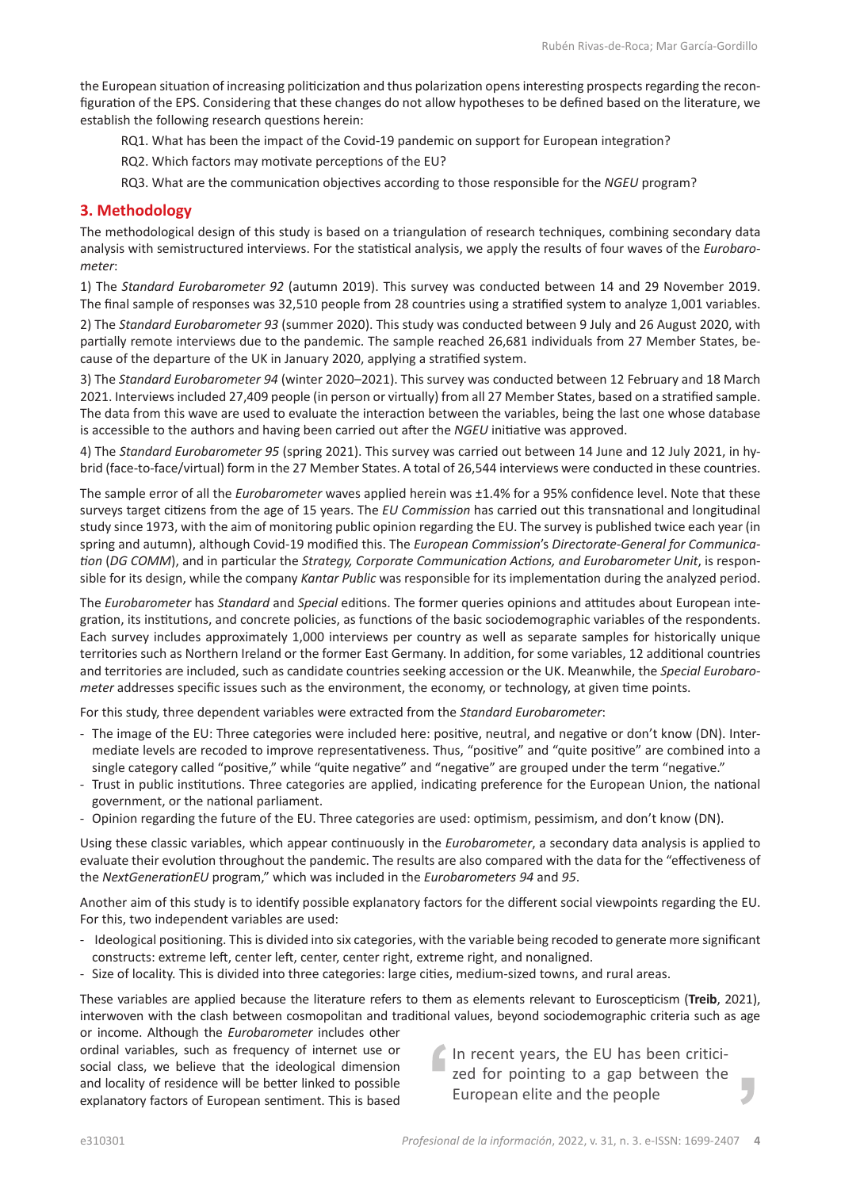the European situation of increasing politicization and thus polarization opens interesting prospects regarding the reconfiguration of the EPS. Considering that these changes do not allow hypotheses to be defined based on the literature, we establish the following research questions herein:

RQ1. What has been the impact of the Covid-19 pandemic on support for European integration?

RQ2. Which factors may motivate perceptions of the EU?

RQ3. What are the communication objectives according to those responsible for the *NGEU* program?

## 3. Methodology

The methodological design of this study is based on a triangulation of research techniques, combining secondary data analysis with semistructured interviews. For the statistical analysis, we apply the results of four waves of the *Eurobarometer*:

1) The *Standard Eurobarometer 92* (autumn 2019). This survey was conducted between 14 and 29 November 2019. The final sample of responses was 32,510 people from 28 countries using a stratified system to analyze 1,001 variables.

2) The *Standard Eurobarometer 93* (summer 2020). This study was conducted between 9 July and 26 August 2020, with partially remote interviews due to the pandemic. The sample reached 26,681 individuals from 27 Member States, because of the departure of the UK in January 2020, applying a stratified system.

3) The *Standard Eurobarometer 94* (winter 2020–2021). This survey was conducted between 12 February and 18 March 2021. Interviews included 27,409 people (in person or virtually) from all 27 Member States, based on a stratified sample. The data from this wave are used to evaluate the interaction between the variables, being the last one whose database is accessible to the authors and having been carried out after the *NGEU* initiative was approved.

4) The *Standard Eurobarometer 95* (spring 2021). This survey was carried out between 14 June and 12 July 2021, in hybrid (face-to-face/virtual) form in the 27 Member States. A total of 26,544 interviews were conducted in these countries.

The sample error of all the *Eurobarometer* waves applied herein was ±1.4% for a 95% confidence level. Note that these surveys target citizens from the age of 15 years. The *EU Commission* has carried out this transnational and longitudinal study since 1973, with the aim of monitoring public opinion regarding the EU. The survey is published twice each year (in spring and autumn), although Covid-19 modified this. The *European Commission*'s *Directorate-General for Communication* (*DG COMM*), and in particular the *Strategy, Corporate Communication Actions, and Eurobarometer Unit*, is responsible for its design, while the company *Kantar Public* was responsible for its implementation during the analyzed period.

The *Eurobarometer* has *Standard* and *Special* editions. The former queries opinions and attitudes about European integration, its institutions, and concrete policies, as functions of the basic sociodemographic variables of the respondents. Each survey includes approximately 1,000 interviews per country as well as separate samples for historically unique territories such as Northern Ireland or the former East Germany. In addition, for some variables, 12 additional countries and territories are included, such as candidate countries seeking accession or the UK. Meanwhile, the *Special Eurobarometer* addresses specific issues such as the environment, the economy, or technology, at given time points.

For this study, three dependent variables were extracted from the *Standard Eurobarometer*:

- The image of the EU: Three categories were included here: positive, neutral, and negative or don't know (DN). Intermediate levels are recoded to improve representativeness. Thus, "positive" and "quite positive" are combined into a single category called "positive," while "quite negative" and "negative" are grouped under the term "negative."
- Trust in public institutions. Three categories are applied, indicating preference for the European Union, the national government, or the national parliament.
- Opinion regarding the future of the EU. Three categories are used: optimism, pessimism, and don't know (DN).

Using these classic variables, which appear continuously in the *Eurobarometer*, a secondary data analysis is applied to evaluate their evolution throughout the pandemic. The results are also compared with the data for the "effectiveness of the *NextGenerationEU* program," which was included in the *Eurobarometers 94* and *95*.

Another aim of this study is to identify possible explanatory factors for the different social viewpoints regarding the EU. For this, two independent variables are used:

- Ideological positioning. This is divided into six categories, with the variable being recoded to generate more significant constructs: extreme left, center left, center, center right, extreme right, and nonaligned.
- Size of locality. This is divided into three categories: large cities, medium-sized towns, and rural areas.

These variables are applied because the literature refers to them as elements relevant to Euroscepticism (**Treib**, 2021), interwoven with the clash between cosmopolitan and traditional values, beyond sociodemographic criteria such as age or income. Although the *Eurobarometer* includes other ordinal variables, such as frequency of internet use or social class, we believe that the ideological dimension and locality of residence will be better linked to possible explanatory factors of European sentiment. This is based

> In recent years, the EU has been criticized for pointing to a gap between the European elite and the people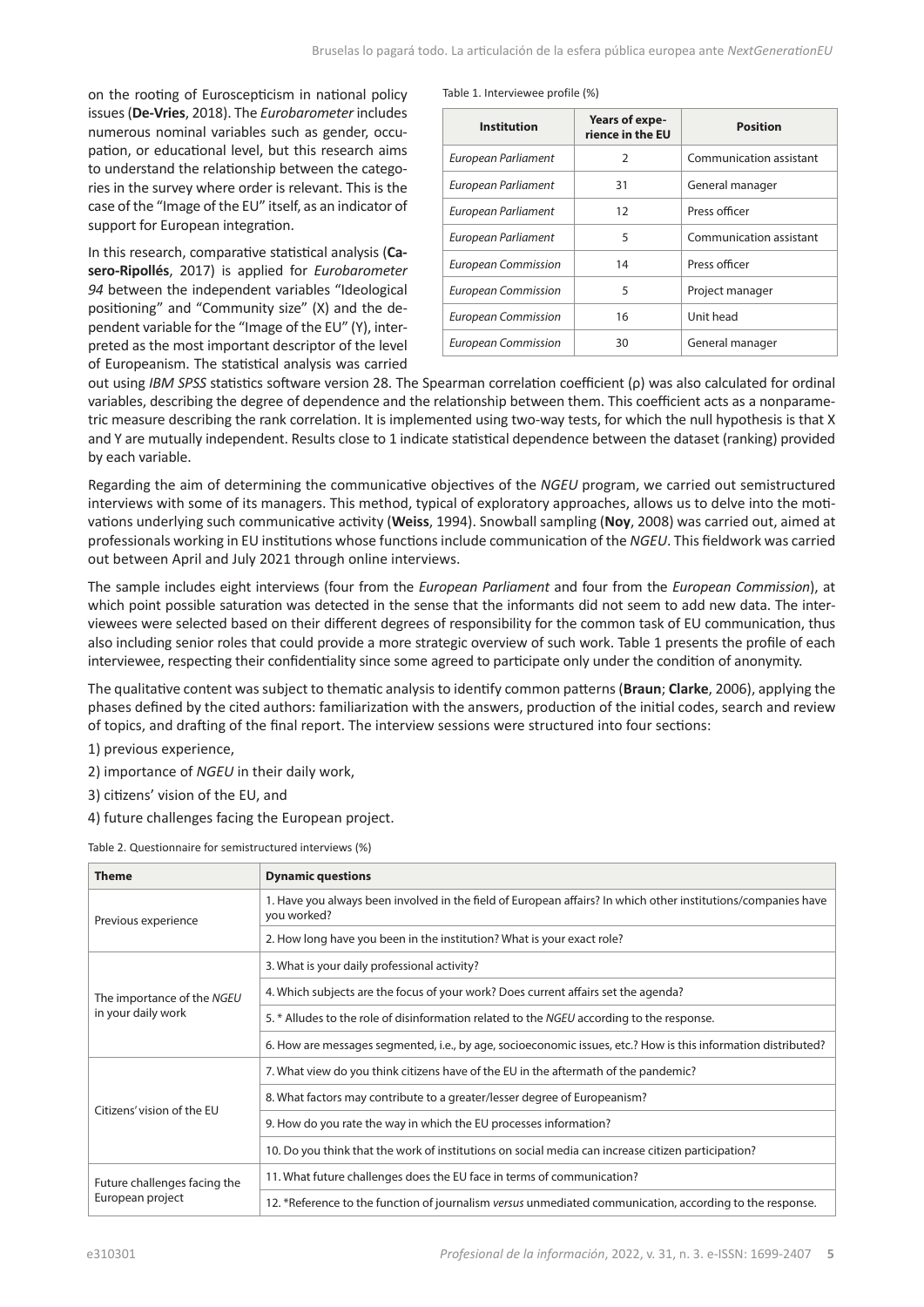on the rooting of Euroscepticism in national policy issues (**De-Vries**, 2018). The *Eurobarometer* includes numerous nominal variables such as gender, occupation, or educational level, but this research aims to understand the relationship between the categories in the survey where order is relevant. This is the case of the "Image of the EU" itself, as an indicator of support for European integration.

In this research, comparative statistical analysis (**Casero-Ripollés**, 2017) is applied for *Eurobarometer 94* between the independent variables "Ideological positioning" and "Community size" (X) and the dependent variable for the "Image of the EU" (Y), interpreted as the most important descriptor of the level of Europeanism. The statistical analysis was carried out using *IBM SPSS* statistics software version 28. The Spearman correlation coefficient (ρ) was also calculated for ordinal variables, describing the degree of dependence and the relationship between them. This coefficient acts as a nonparametric measure describing the rank correlation. It is implemented using two-way tests, for which the null hypothesis is that X and Y are mutually independent. Results close to 1 indicate statistical dependence between the dataset (ranking) provided by each variable.

Table 1. Interviewee profile (%)

| Institution | Years of experience in the EU | Position |
|---|---|---|
| *European Parliament* | 2 | Communication assistant |
| *European Parliament* | 31 | General manager |
| *European Parliament* | 12 | Press officer |
| *European Parliament* | 5 | Communication assistant |
| *European Commission* | 14 | Press officer |
| *European Commission* | 5 | Project manager |
| *European Commission* | 16 | Unit head |
| *European Commission* | 30 | General manager |

Regarding the aim of determining the communicative objectives of the *NGEU* program, we carried out semistructured interviews with some of its managers. This method, typical of exploratory approaches, allows us to delve into the motivations underlying such communicative activity (**Weiss**, 1994). Snowball sampling (**Noy**, 2008) was carried out, aimed at professionals working in EU institutions whose functions include communication of the *NGEU*. This fieldwork was carried out between April and July 2021 through online interviews.

The sample includes eight interviews (four from the *European Parliament* and four from the *European Commission*), at which point possible saturation was detected in the sense that the informants did not seem to add new data. The interviewees were selected based on their different degrees of responsibility for the common task of EU communication, thus also including senior roles that could provide a more strategic overview of such work. Table 1 presents the profile of each interviewee, respecting their confidentiality since some agreed to participate only under the condition of anonymity.

The qualitative content was subject to thematic analysis to identify common patterns (**Braun**; **Clarke**, 2006), applying the phases defined by the cited authors: familiarization with the answers, production of the initial codes, search and review of topics, and drafting of the final report. The interview sessions were structured into four sections:

1) previous experience,

2) importance of *NGEU* in their daily work,

3) citizens' vision of the EU, and

4) future challenges facing the European project.

Table 2. Questionnaire for semistructured interviews (%)

| Theme | Dynamic questions |
|---|---|
| Previous experience | 1. Have you always been involved in the field of European affairs? In which other institutions/companies have you worked? |
| | 2. How long have you been in the institution? What is your exact role? |
| The importance of the *NGEU* in your daily work | 3. What is your daily professional activity? |
| | 4. Which subjects are the focus of your work? Does current affairs set the agenda? |
| | 5. * Alludes to the role of disinformation related to the *NGEU* according to the response. |
| | 6. How are messages segmented, i.e., by age, socioeconomic issues, etc.? How is this information distributed? |
| Citizens' vision of the EU | 7. What view do you think citizens have of the EU in the aftermath of the pandemic? |
| | 8. What factors may contribute to a greater/lesser degree of Europeanism? |
| | 9. How do you rate the way in which the EU processes information? |
| | 10. Do you think that the work of institutions on social media can increase citizen participation? |
| Future challenges facing the European project | 11. What future challenges does the EU face in terms of communication? |
| | 12. *Reference to the function of journalism *versus* unmediated communication, according to the response. |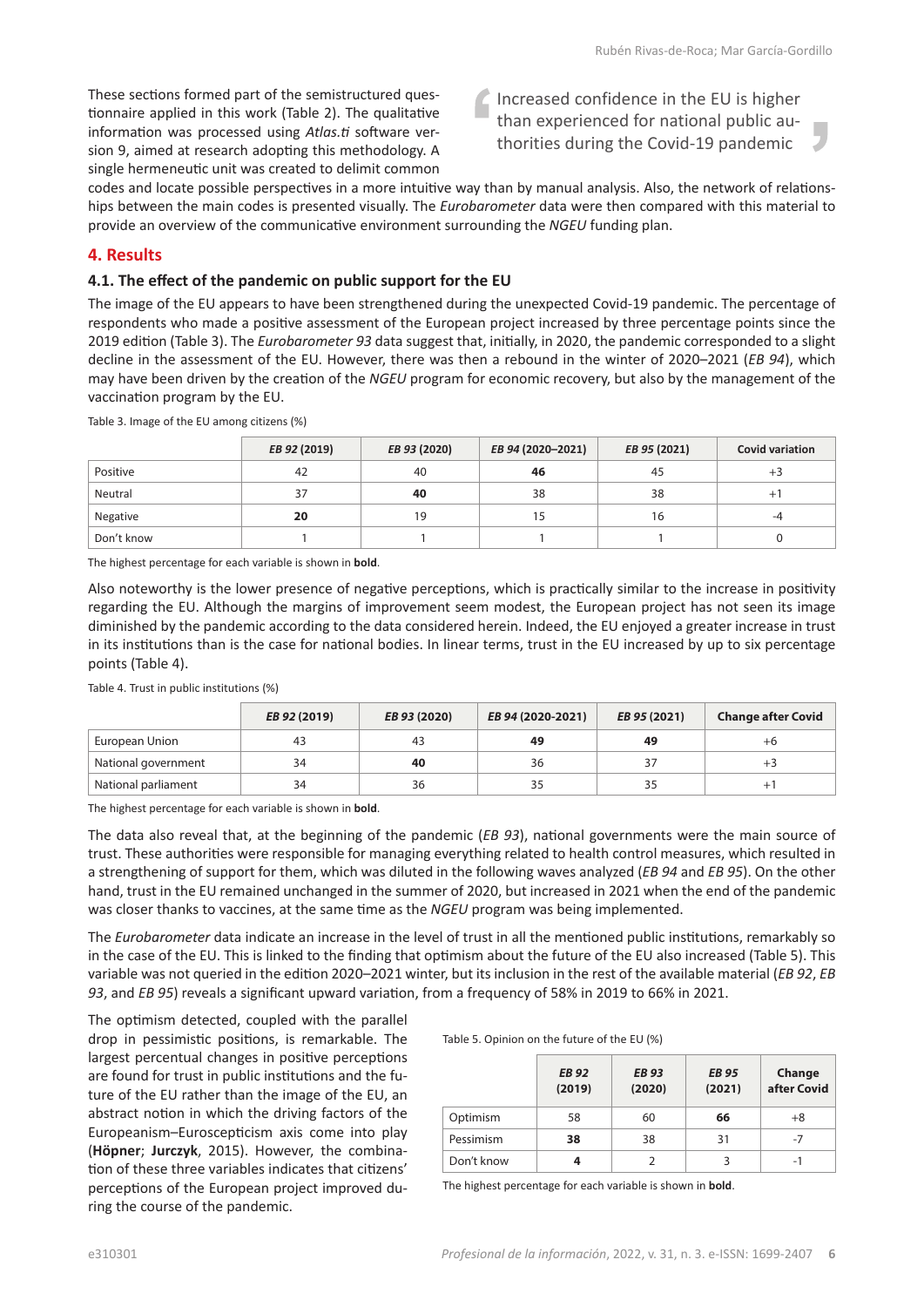These sections formed part of the semistructured questionnaire applied in this work (Table 2). The qualitative information was processed using *Atlas.ti* software version 9, aimed at research adopting this methodology. A single hermeneutic unit was created to delimit common codes and locate possible perspectives in a more intuitive way than by manual analysis. Also, the network of relationships between the main codes is presented visually. The *Eurobarometer* data were then compared with this material to provide an overview of the communicative environment surrounding the *NGEU* funding plan.

> Increased confidence in the EU is higher than experienced for national public authorities during the Covid-19 pandemic

## 4. Results

### 4.1. The effect of the pandemic on public support for the EU

The image of the EU appears to have been strengthened during the unexpected Covid-19 pandemic. The percentage of respondents who made a positive assessment of the European project increased by three percentage points since the 2019 edition (Table 3). The *Eurobarometer 93* data suggest that, initially, in 2020, the pandemic corresponded to a slight decline in the assessment of the EU. However, there was then a rebound in the winter of 2020–2021 (*EB 94*), which may have been driven by the creation of the *NGEU* program for economic recovery, but also by the management of the vaccination program by the EU.

Table 3. Image of the EU among citizens (%)

| | *EB 92* (2019) | *EB 93* (2020) | *EB 94* (2020–2021) | *EB 95* (2021) | Covid variation |
|---|---|---|---|---|---|
| Positive | 42 | 40 | **46** | 45 | +3 |
| Neutral | 37 | **40** | 38 | 38 | +1 |
| Negative | **20** | 19 | 15 | 16 | -4 |
| Don't know | 1 | 1 | 1 | 1 | 0 |

The highest percentage for each variable is shown in **bold**.

Also noteworthy is the lower presence of negative perceptions, which is practically similar to the increase in positivity regarding the EU. Although the margins of improvement seem modest, the European project has not seen its image diminished by the pandemic according to the data considered herein. Indeed, the EU enjoyed a greater increase in trust in its institutions than is the case for national bodies. In linear terms, trust in the EU increased by up to six percentage points (Table 4).

Table 4. Trust in public institutions (%)

| | *EB 92* (2019) | *EB 93* (2020) | *EB 94* (2020-2021) | *EB 95* (2021) | Change after Covid |
|---|---|---|---|---|---|
| European Union | 43 | 43 | **49** | **49** | +6 |
| National government | 34 | **40** | 36 | 37 | +3 |
| National parliament | 34 | 36 | 35 | 35 | +1 |

The highest percentage for each variable is shown in **bold**.

The data also reveal that, at the beginning of the pandemic (*EB 93*), national governments were the main source of trust. These authorities were responsible for managing everything related to health control measures, which resulted in a strengthening of support for them, which was diluted in the following waves analyzed (*EB 94* and *EB 95*). On the other hand, trust in the EU remained unchanged in the summer of 2020, but increased in 2021 when the end of the pandemic was closer thanks to vaccines, at the same time as the *NGEU* program was being implemented.

The *Eurobarometer* data indicate an increase in the level of trust in all the mentioned public institutions, remarkably so in the case of the EU. This is linked to the finding that optimism about the future of the EU also increased (Table 5). This variable was not queried in the edition 2020–2021 winter, but its inclusion in the rest of the available material (*EB 92*, *EB 93*, and *EB 95*) reveals a significant upward variation, from a frequency of 58% in 2019 to 66% in 2021.

The optimism detected, coupled with the parallel drop in pessimistic positions, is remarkable. The largest percentual changes in positive perceptions are found for trust in public institutions and the future of the EU rather than the image of the EU, an abstract notion in which the driving factors of the Europeanism–Euroscepticism axis come into play (**Höpner**; **Jurczyk**, 2015). However, the combination of these three variables indicates that citizens' perceptions of the European project improved during the course of the pandemic.

Table 5. Opinion on the future of the EU (%)

| | *EB 92* (2019) | *EB 93* (2020) | *EB 95* (2021) | Change after Covid |
|---|---|---|---|---|
| Optimism | 58 | 60 | **66** | +8 |
| Pessimism | **38** | 38 | 31 | -7 |
| Don't know | **4** | 2 | 3 | -1 |

The highest percentage for each variable is shown in **bold**.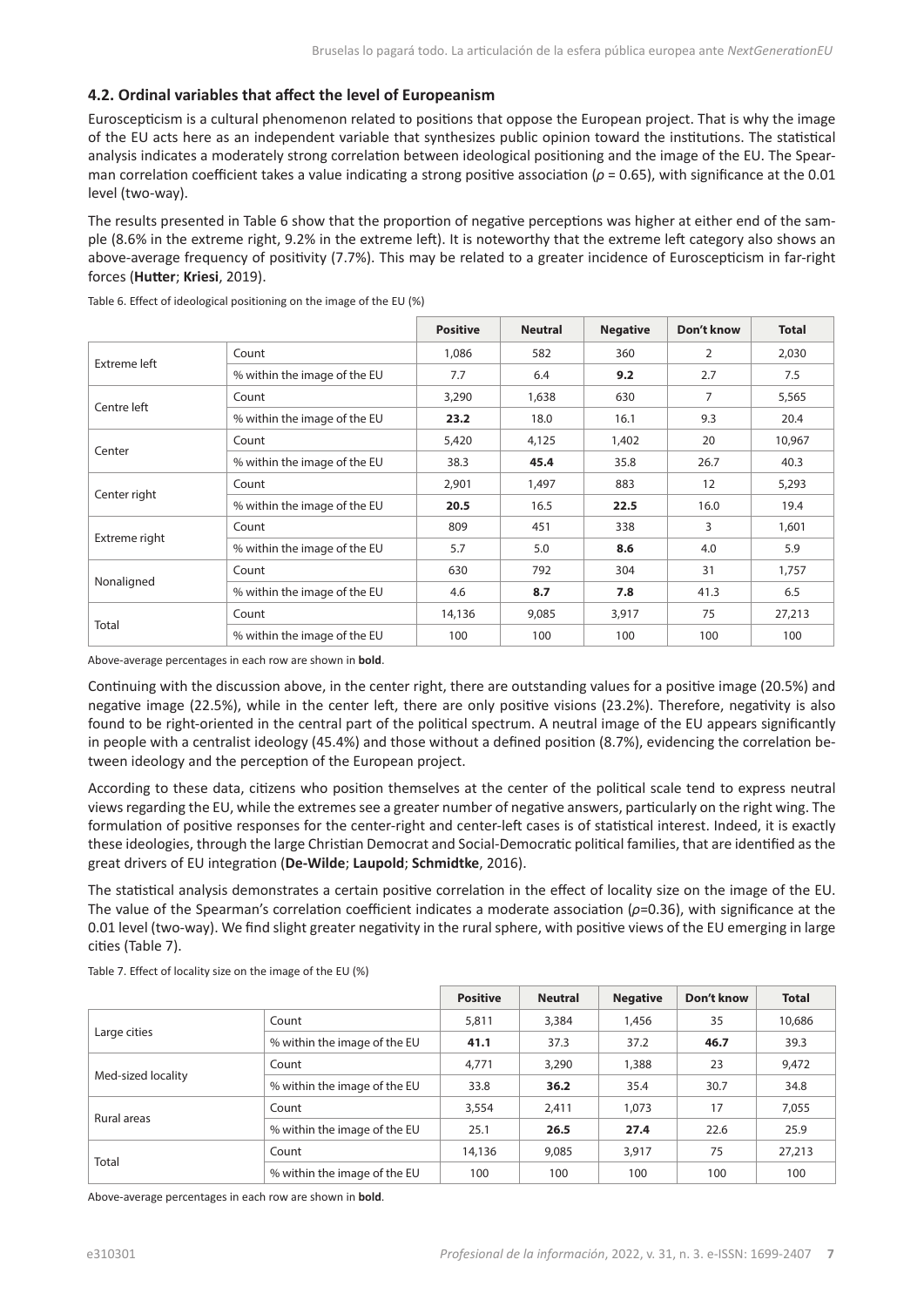### 4.2. Ordinal variables that affect the level of Europeanism

Euroscepticism is a cultural phenomenon related to positions that oppose the European project. That is why the image of the EU acts here as an independent variable that synthesizes public opinion toward the institutions. The statistical analysis indicates a moderately strong correlation between ideological positioning and the image of the EU. The Spearman correlation coefficient takes a value indicating a strong positive association ($\rho$ = 0.65), with significance at the 0.01 level (two-way).

The results presented in Table 6 show that the proportion of negative perceptions was higher at either end of the sample (8.6% in the extreme right, 9.2% in the extreme left). It is noteworthy that the extreme left category also shows an above-average frequency of positivity (7.7%). This may be related to a greater incidence of Euroscepticism in far-right forces (**Hutter**; **Kriesi**, 2019).

Table 6. Effect of ideological positioning on the image of the EU (%)

| | | Positive | Neutral | Negative | Don't know | Total |
|---|---|---|---|---|---|---|
| Extreme left | Count | 1,086 | 582 | 360 | 2 | 2,030 |
| | % within the image of the EU | 7.7 | 6.4 | **9.2** | 2.7 | 7.5 |
| Centre left | Count | 3,290 | 1,638 | 630 | 7 | 5,565 |
| | % within the image of the EU | **23.2** | 18.0 | 16.1 | 9.3 | 20.4 |
| Center | Count | 5,420 | 4,125 | 1,402 | 20 | 10,967 |
| | % within the image of the EU | 38.3 | **45.4** | 35.8 | 26.7 | 40.3 |
| Center right | Count | 2,901 | 1,497 | 883 | 12 | 5,293 |
| | % within the image of the EU | **20.5** | 16.5 | **22.5** | 16.0 | 19.4 |
| Extreme right | Count | 809 | 451 | 338 | 3 | 1,601 |
| | % within the image of the EU | 5.7 | 5.0 | **8.6** | 4.0 | 5.9 |
| Nonaligned | Count | 630 | 792 | 304 | 31 | 1,757 |
| | % within the image of the EU | 4.6 | **8.7** | **7.8** | 41.3 | 6.5 |
| Total | Count | 14,136 | 9,085 | 3,917 | 75 | 27,213 |
| | % within the image of the EU | 100 | 100 | 100 | 100 | 100 |

Above-average percentages in each row are shown in **bold**.

Continuing with the discussion above, in the center right, there are outstanding values for a positive image (20.5%) and negative image (22.5%), while in the center left, there are only positive visions (23.2%). Therefore, negativity is also found to be right-oriented in the central part of the political spectrum. A neutral image of the EU appears significantly in people with a centralist ideology (45.4%) and those without a defined position (8.7%), evidencing the correlation between ideology and the perception of the European project.

According to these data, citizens who position themselves at the center of the political scale tend to express neutral views regarding the EU, while the extremes see a greater number of negative answers, particularly on the right wing. The formulation of positive responses for the center-right and center-left cases is of statistical interest. Indeed, it is exactly these ideologies, through the large Christian Democrat and Social-Democratic political families, that are identified as the great drivers of EU integration (**De-Wilde**; **Laupold**; **Schmidtke**, 2016).

The statistical analysis demonstrates a certain positive correlation in the effect of locality size on the image of the EU. The value of the Spearman's correlation coefficient indicates a moderate association ($\rho$=0.36), with significance at the 0.01 level (two-way). We find slight greater negativity in the rural sphere, with positive views of the EU emerging in large cities (Table 7).

Table 7. Effect of locality size on the image of the EU (%)

| | | Positive | Neutral | Negative | Don't know | Total |
|---|---|---|---|---|---|---|
| Large cities | Count | 5,811 | 3,384 | 1,456 | 35 | 10,686 |
| | % within the image of the EU | **41.1** | 37.3 | 37.2 | **46.7** | 39.3 |
| Med-sized locality | Count | 4,771 | 3,290 | 1,388 | 23 | 9,472 |
| | % within the image of the EU | 33.8 | **36.2** | 35.4 | 30.7 | 34.8 |
| Rural areas | Count | 3,554 | 2,411 | 1,073 | 17 | 7,055 |
| | % within the image of the EU | 25.1 | **26.5** | **27.4** | 22.6 | 25.9 |
| Total | Count | 14,136 | 9,085 | 3,917 | 75 | 27,213 |
| | % within the image of the EU | 100 | 100 | 100 | 100 | 100 |

Above-average percentages in each row are shown in **bold**.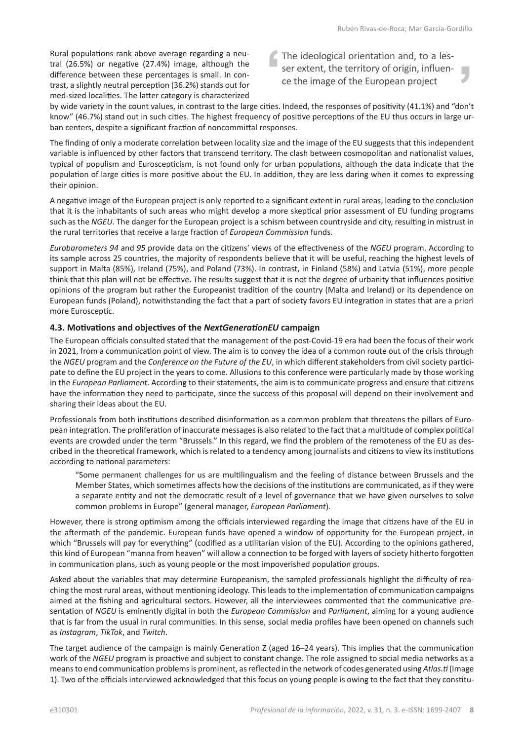Rural populations rank above average regarding a neutral (26.5%) or negative (27.4%) image, although the difference between these percentages is small. In contrast, a slightly neutral perception (36.2%) stands out for med-sized localities. The latter category is characterized by wide variety in the count values, in contrast to the large cities. Indeed, the responses of positivity (41.1%) and "don't know" (46.7%) stand out in such cities. The highest frequency of positive perceptions of the EU thus occurs in large urban centers, despite a significant fraction of noncommittal responses.

> The ideological orientation and, to a lesser extent, the territory of origin, influence the image of the European project

The finding of only a moderate correlation between locality size and the image of the EU suggests that this independent variable is influenced by other factors that transcend territory. The clash between cosmopolitan and nationalist values, typical of populism and Euroscepticism, is not found only for urban populations, although the data indicate that the population of large cities is more positive about the EU. In addition, they are less daring when it comes to expressing their opinion.

A negative image of the European project is only reported to a significant extent in rural areas, leading to the conclusion that it is the inhabitants of such areas who might develop a more skeptical prior assessment of EU funding programs such as the *NGEU*. The danger for the European project is a schism between countryside and city, resulting in mistrust in the rural territories that receive a large fraction of *European Commission* funds.

*Eurobarometers 94* and *95* provide data on the citizens' views of the effectiveness of the *NGEU* program. According to its sample across 25 countries, the majority of respondents believe that it will be useful, reaching the highest levels of support in Malta (85%), Ireland (75%), and Poland (73%). In contrast, in Finland (58%) and Latvia (51%), more people think that this plan will not be effective. The results suggest that it is not the degree of urbanity that influences positive opinions of the program but rather the Europeanist tradition of the country (Malta and Ireland) or its dependence on European funds (Poland), notwithstanding the fact that a part of society favors EU integration in states that are a priori more Eurosceptic.

### 4.3. Motivations and objectives of the *NextGenerationEU* campaign

The European officials consulted stated that the management of the post-Covid-19 era had been the focus of their work in 2021, from a communication point of view. The aim is to convey the idea of a common route out of the crisis through the *NGEU* program and the *Conference on the Future of the EU*, in which different stakeholders from civil society participate to define the EU project in the years to come. Allusions to this conference were particularly made by those working in the *European Parliament*. According to their statements, the aim is to communicate progress and ensure that citizens have the information they need to participate, since the success of this proposal will depend on their involvement and sharing their ideas about the EU.

Professionals from both institutions described disinformation as a common problem that threatens the pillars of European integration. The proliferation of inaccurate messages is also related to the fact that a multitude of complex political events are crowded under the term "Brussels." In this regard, we find the problem of the remoteness of the EU as described in the theoretical framework, which is related to a tendency among journalists and citizens to view its institutions according to national parameters:

> "Some permanent challenges for us are multilingualism and the feeling of distance between Brussels and the Member States, which sometimes affects how the decisions of the institutions are communicated, as if they were a separate entity and not the democratic result of a level of governance that we have given ourselves to solve common problems in Europe" (general manager, *European Parliament*).

However, there is strong optimism among the officials interviewed regarding the image that citizens have of the EU in the aftermath of the pandemic. European funds have opened a window of opportunity for the European project, in which "Brussels will pay for everything" (codified as a utilitarian vision of the EU). According to the opinions gathered, this kind of European "manna from heaven" will allow a connection to be forged with layers of society hitherto forgotten in communication plans, such as young people or the most impoverished population groups.

Asked about the variables that may determine Europeanism, the sampled professionals highlight the difficulty of reaching the most rural areas, without mentioning ideology. This leads to the implementation of communication campaigns aimed at the fishing and agricultural sectors. However, all the interviewees commented that the communicative presentation of *NGEU* is eminently digital in both the *European Commission* and *Parliament*, aiming for a young audience that is far from the usual in rural communities. In this sense, social media profiles have been opened on channels such as *Instagram*, *TikTok*, and *Twitch*.

The target audience of the campaign is mainly Generation Z (aged 16–24 years). This implies that the communication work of the *NGEU* program is proactive and subject to constant change. The role assigned to social media networks as a means to end communication problems is prominent, as reflected in the network of codes generated using *Atlas.ti* (Image 1). Two of the officials interviewed acknowledged that this focus on young people is owing to the fact that they constitu-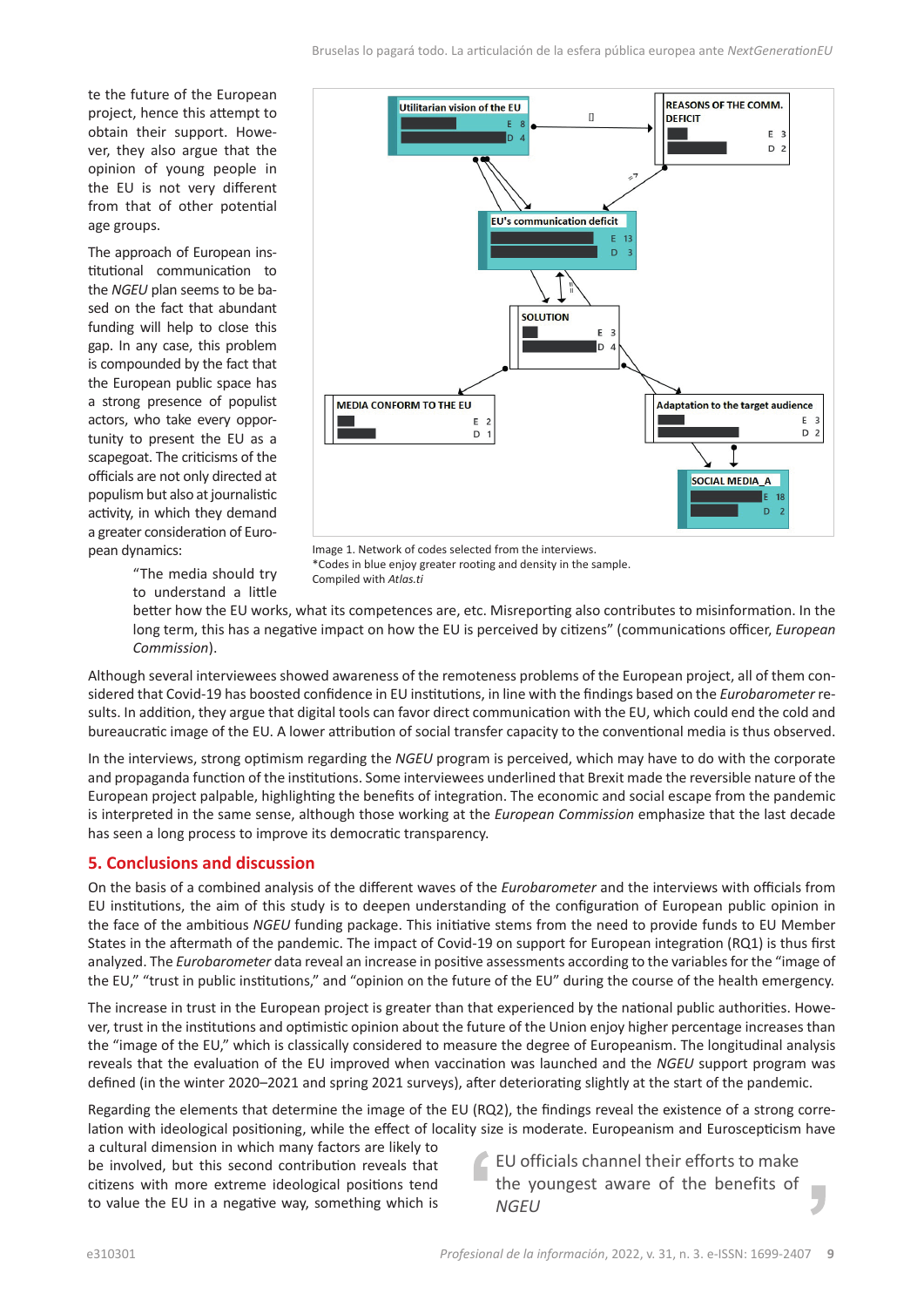te the future of the European project, hence this attempt to obtain their support. However, they also argue that the opinion of young people in the EU is not very different from that of other potential age groups.

The approach of European institutional communication to the *NGEU* plan seems to be based on the fact that abundant funding will help to close this gap. In any case, this problem is compounded by the fact that the European public space has a strong presence of populist actors, who take every opportunity to present the EU as a scapegoat. The criticisms of the officials are not only directed at populism but also at journalistic activity, in which they demand a greater consideration of European dynamics:

> "The media should try to understand a little better how the EU works, what its competences are, etc. Misreporting also contributes to misinformation. In the long term, this has a negative impact on how the EU is perceived by citizens" (communications officer, *European Commission*).

Image 1. Network of codes selected from the interviews.
*Codes in blue enjoy greater rooting and density in the sample.
Compiled with *Atlas.ti*

Although several interviewees showed awareness of the remoteness problems of the European project, all of them considered that Covid-19 has boosted confidence in EU institutions, in line with the findings based on the *Eurobarometer* results. In addition, they argue that digital tools can favor direct communication with the EU, which could end the cold and bureaucratic image of the EU. A lower attribution of social transfer capacity to the conventional media is thus observed.

In the interviews, strong optimism regarding the *NGEU* program is perceived, which may have to do with the corporate and propaganda function of the institutions. Some interviewees underlined that Brexit made the reversible nature of the European project palpable, highlighting the benefits of integration. The economic and social escape from the pandemic is interpreted in the same sense, although those working at the *European Commission* emphasize that the last decade has seen a long process to improve its democratic transparency.

## 5. Conclusions and discussion

On the basis of a combined analysis of the different waves of the *Eurobarometer* and the interviews with officials from EU institutions, the aim of this study is to deepen understanding of the configuration of European public opinion in the face of the ambitious *NGEU* funding package. This initiative stems from the need to provide funds to EU Member States in the aftermath of the pandemic. The impact of Covid-19 on support for European integration (RQ1) is thus first analyzed. The *Eurobarometer* data reveal an increase in positive assessments according to the variables for the "image of the EU," "trust in public institutions," and "opinion on the future of the EU" during the course of the health emergency.

The increase in trust in the European project is greater than that experienced by the national public authorities. However, trust in the institutions and optimistic opinion about the future of the Union enjoy higher percentage increases than the "image of the EU," which is classically considered to measure the degree of Europeanism. The longitudinal analysis reveals that the evaluation of the EU improved when vaccination was launched and the *NGEU* support program was defined (in the winter 2020–2021 and spring 2021 surveys), after deteriorating slightly at the start of the pandemic.

Regarding the elements that determine the image of the EU (RQ2), the findings reveal the existence of a strong correlation with ideological positioning, while the effect of locality size is moderate. Europeanism and Euroscepticism have a cultural dimension in which many factors are likely to be involved, but this second contribution reveals that citizens with more extreme ideological positions tend to value the EU in a negative way, something which is

> EU officials channel their efforts to make the youngest aware of the benefits of *NGEU*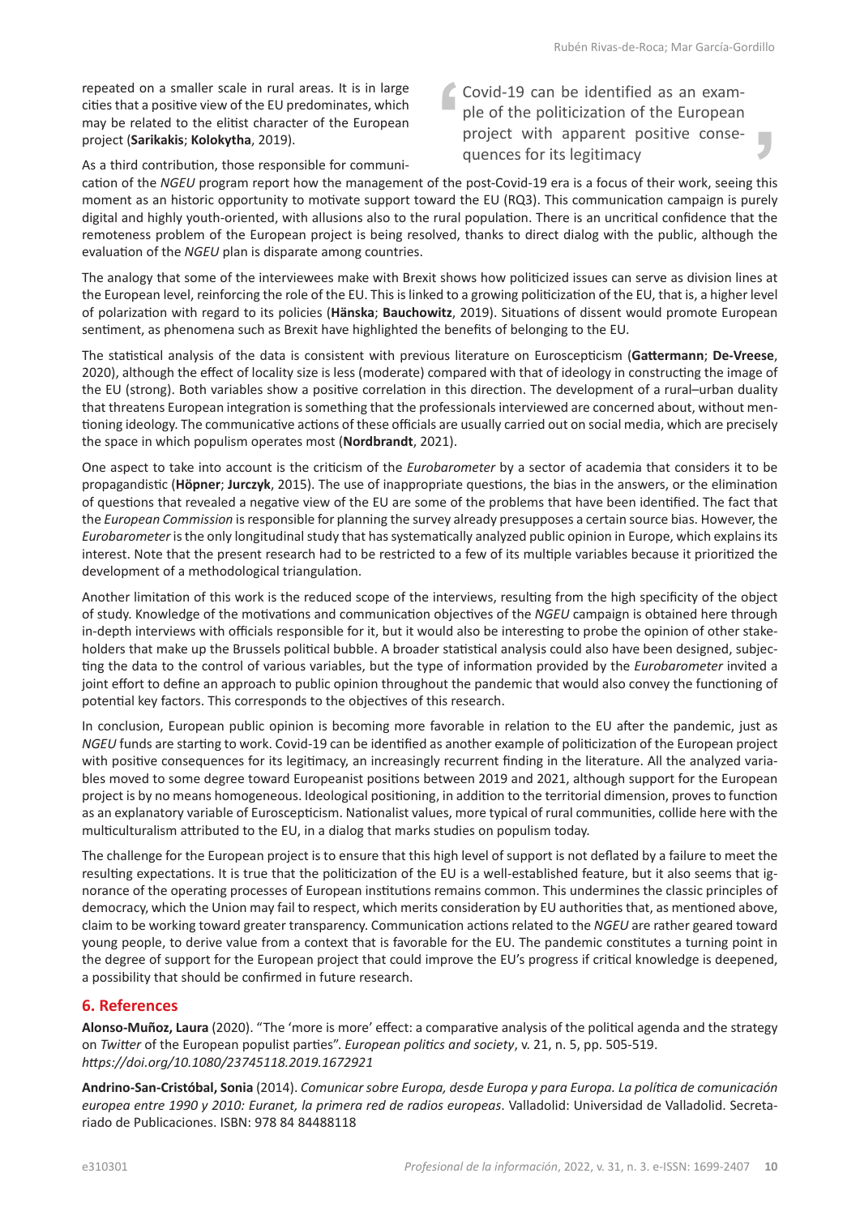repeated on a smaller scale in rural areas. It is in large cities that a positive view of the EU predominates, which may be related to the elitist character of the European project (**Sarikakis**; **Kolokytha**, 2019).

> Covid-19 can be identified as an example of the politicization of the European project with apparent positive consequences for its legitimacy

As a third contribution, those responsible for communication of the *NGEU* program report how the management of the post-Covid-19 era is a focus of their work, seeing this moment as an historic opportunity to motivate support toward the EU (RQ3). This communication campaign is purely digital and highly youth-oriented, with allusions also to the rural population. There is an uncritical confidence that the remoteness problem of the European project is being resolved, thanks to direct dialog with the public, although the evaluation of the *NGEU* plan is disparate among countries.

The analogy that some of the interviewees make with Brexit shows how politicized issues can serve as division lines at the European level, reinforcing the role of the EU. This is linked to a growing politicization of the EU, that is, a higher level of polarization with regard to its policies (**Hänska**; **Bauchowitz**, 2019). Situations of dissent would promote European sentiment, as phenomena such as Brexit have highlighted the benefits of belonging to the EU.

The statistical analysis of the data is consistent with previous literature on Euroscepticism (**Gattermann**; **De-Vreese**, 2020), although the effect of locality size is less (moderate) compared with that of ideology in constructing the image of the EU (strong). Both variables show a positive correlation in this direction. The development of a rural–urban duality that threatens European integration is something that the professionals interviewed are concerned about, without mentioning ideology. The communicative actions of these officials are usually carried out on social media, which are precisely the space in which populism operates most (**Nordbrandt**, 2021).

One aspect to take into account is the criticism of the *Eurobarometer* by a sector of academia that considers it to be propagandistic (**Höpner**; **Jurczyk**, 2015). The use of inappropriate questions, the bias in the answers, or the elimination of questions that revealed a negative view of the EU are some of the problems that have been identified. The fact that the *European Commission* is responsible for planning the survey already presupposes a certain source bias. However, the *Eurobarometer* is the only longitudinal study that has systematically analyzed public opinion in Europe, which explains its interest. Note that the present research had to be restricted to a few of its multiple variables because it prioritized the development of a methodological triangulation.

Another limitation of this work is the reduced scope of the interviews, resulting from the high specificity of the object of study. Knowledge of the motivations and communication objectives of the *NGEU* campaign is obtained here through in-depth interviews with officials responsible for it, but it would also be interesting to probe the opinion of other stakeholders that make up the Brussels political bubble. A broader statistical analysis could also have been designed, subjecting the data to the control of various variables, but the type of information provided by the *Eurobarometer* invited a joint effort to define an approach to public opinion throughout the pandemic that would also convey the functioning of potential key factors. This corresponds to the objectives of this research.

In conclusion, European public opinion is becoming more favorable in relation to the EU after the pandemic, just as *NGEU* funds are starting to work. Covid-19 can be identified as another example of politicization of the European project with positive consequences for its legitimacy, an increasingly recurrent finding in the literature. All the analyzed variables moved to some degree toward Europeanist positions between 2019 and 2021, although support for the European project is by no means homogeneous. Ideological positioning, in addition to the territorial dimension, proves to function as an explanatory variable of Euroscepticism. Nationalist values, more typical of rural communities, collide here with the multiculturalism attributed to the EU, in a dialog that marks studies on populism today.

The challenge for the European project is to ensure that this high level of support is not deflated by a failure to meet the resulting expectations. It is true that the politicization of the EU is a well-established feature, but it also seems that ignorance of the operating processes of European institutions remains common. This undermines the classic principles of democracy, which the Union may fail to respect, which merits consideration by EU authorities that, as mentioned above, claim to be working toward greater transparency. Communication actions related to the *NGEU* are rather geared toward young people, to derive value from a context that is favorable for the EU. The pandemic constitutes a turning point in the degree of support for the European project that could improve the EU's progress if critical knowledge is deepened, a possibility that should be confirmed in future research.

## 6. References

**Alonso-Muñoz, Laura** (2020). "The 'more is more' effect: a comparative analysis of the political agenda and the strategy on *Twitter* of the European populist parties". *European politics and society*, v. 21, n. 5, pp. 505-519.
*https://doi.org/10.1080/23745118.2019.1672921*

**Andrino-San-Cristóbal, Sonia** (2014). *Comunicar sobre Europa, desde Europa y para Europa. La política de comunicación europea entre 1990 y 2010: Euranet, la primera red de radios europeas*. Valladolid: Universidad de Valladolid. Secretariado de Publicaciones. ISBN: 978 84 84488118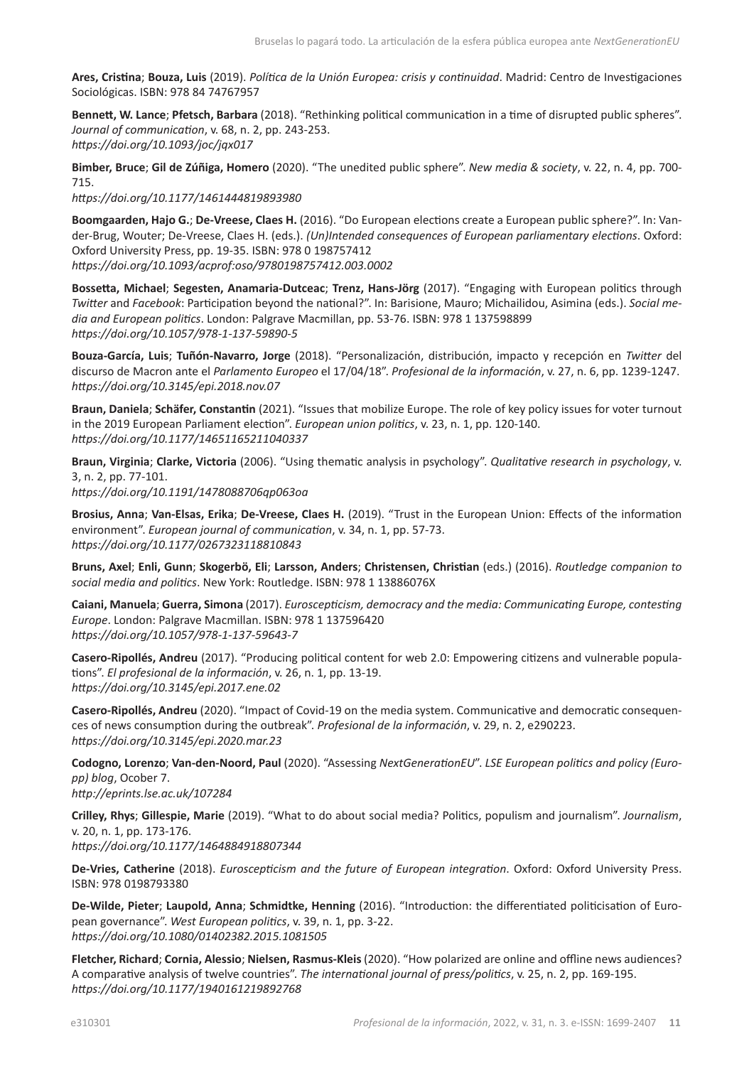**Ares, Cristina**; **Bouza, Luis** (2019). *Política de la Unión Europea: crisis y continuidad*. Madrid: Centro de Investigaciones Sociológicas. ISBN: 978 84 74767957

**Bennett, W. Lance**; **Pfetsch, Barbara** (2018). "Rethinking political communication in a time of disrupted public spheres". *Journal of communication*, v. 68, n. 2, pp. 243-253.
*https://doi.org/10.1093/joc/jqx017*

**Bimber, Bruce**; **Gil de Zúñiga, Homero** (2020). "The unedited public sphere". *New media & society*, v. 22, n. 4, pp. 700-715.
*https://doi.org/10.1177/1461444819893980*

**Boomgaarden, Hajo G.**; **De-Vreese, Claes H.** (2016). "Do European elections create a European public sphere?". In: Van-der-Brug, Wouter; De-Vreese, Claes H. (eds.). *(Un)Intended consequences of European parliamentary elections*. Oxford: Oxford University Press, pp. 19-35. ISBN: 978 0 198757412
*https://doi.org/10.1093/acprof:oso/9780198757412.003.0002*

**Bossetta, Michael**; **Segesten, Anamaria-Dutceac**; **Trenz, Hans-Jörg** (2017). "Engaging with European politics through *Twitter* and *Facebook*: Participation beyond the national?". In: Barisione, Mauro; Michailidou, Asimina (eds.). *Social media and European politics*. London: Palgrave Macmillan, pp. 53-76. ISBN: 978 1 137598899
*https://doi.org/10.1057/978-1-137-59890-5*

**Bouza-García, Luis**; **Tuñón-Navarro, Jorge** (2018). "Personalización, distribución, impacto y recepción en *Twitter* del discurso de Macron ante el *Parlamento Europeo* el 17/04/18". *Profesional de la información*, v. 27, n. 6, pp. 1239-1247.
*https://doi.org/10.3145/epi.2018.nov.07*

**Braun, Daniela**; **Schäfer, Constantin** (2021). "Issues that mobilize Europe. The role of key policy issues for voter turnout in the 2019 European Parliament election". *European union politics*, v. 23, n. 1, pp. 120-140.
*https://doi.org/10.1177/14651165211040337*

**Braun, Virginia**; **Clarke, Victoria** (2006). "Using thematic analysis in psychology". *Qualitative research in psychology*, v. 3, n. 2, pp. 77-101.
*https://doi.org/10.1191/1478088706qp063oa*

**Brosius, Anna**; **Van-Elsas, Erika**; **De-Vreese, Claes H.** (2019). "Trust in the European Union: Effects of the information environment". *European journal of communication*, v. 34, n. 1, pp. 57-73.
*https://doi.org/10.1177/0267323118810843*

**Bruns, Axel**; **Enli, Gunn**; **Skogerbö, Eli**; **Larsson, Anders**; **Christensen, Christian** (eds.) (2016). *Routledge companion to social media and politics*. New York: Routledge. ISBN: 978 1 13886076X

**Caiani, Manuela**; **Guerra, Simona** (2017). *Euroscepticism, democracy and the media: Communicating Europe, contesting Europe*. London: Palgrave Macmillan. ISBN: 978 1 137596420
*https://doi.org/10.1057/978-1-137-59643-7*

**Casero-Ripollés, Andreu** (2017). "Producing political content for web 2.0: Empowering citizens and vulnerable populations". *El profesional de la información*, v. 26, n. 1, pp. 13-19.
*https://doi.org/10.3145/epi.2017.ene.02*

**Casero-Ripollés, Andreu** (2020). "Impact of Covid-19 on the media system. Communicative and democratic consequences of news consumption during the outbreak". *Profesional de la información*, v. 29, n. 2, e290223.
*https://doi.org/10.3145/epi.2020.mar.23*

**Codogno, Lorenzo**; **Van-den-Noord, Paul** (2020). "Assessing *NextGenerationEU*". *LSE European politics and policy (Europp) blog*, Ocober 7.
*http://eprints.lse.ac.uk/107284*

**Crilley, Rhys**; **Gillespie, Marie** (2019). "What to do about social media? Politics, populism and journalism". *Journalism*, v. 20, n. 1, pp. 173-176.
*https://doi.org/10.1177/1464884918807344*

**De-Vries, Catherine** (2018). *Euroscepticism and the future of European integration*. Oxford: Oxford University Press. ISBN: 978 0198793380

**De-Wilde, Pieter**; **Laupold, Anna**; **Schmidtke, Henning** (2016). "Introduction: the differentiated politicisation of European governance". *West European politics*, v. 39, n. 1, pp. 3-22.
*https://doi.org/10.1080/01402382.2015.1081505*

**Fletcher, Richard**; **Cornia, Alessio**; **Nielsen, Rasmus-Kleis** (2020). "How polarized are online and offline news audiences? A comparative analysis of twelve countries". *The international journal of press/politics*, v. 25, n. 2, pp. 169-195.
*https://doi.org/10.1177/1940161219892768*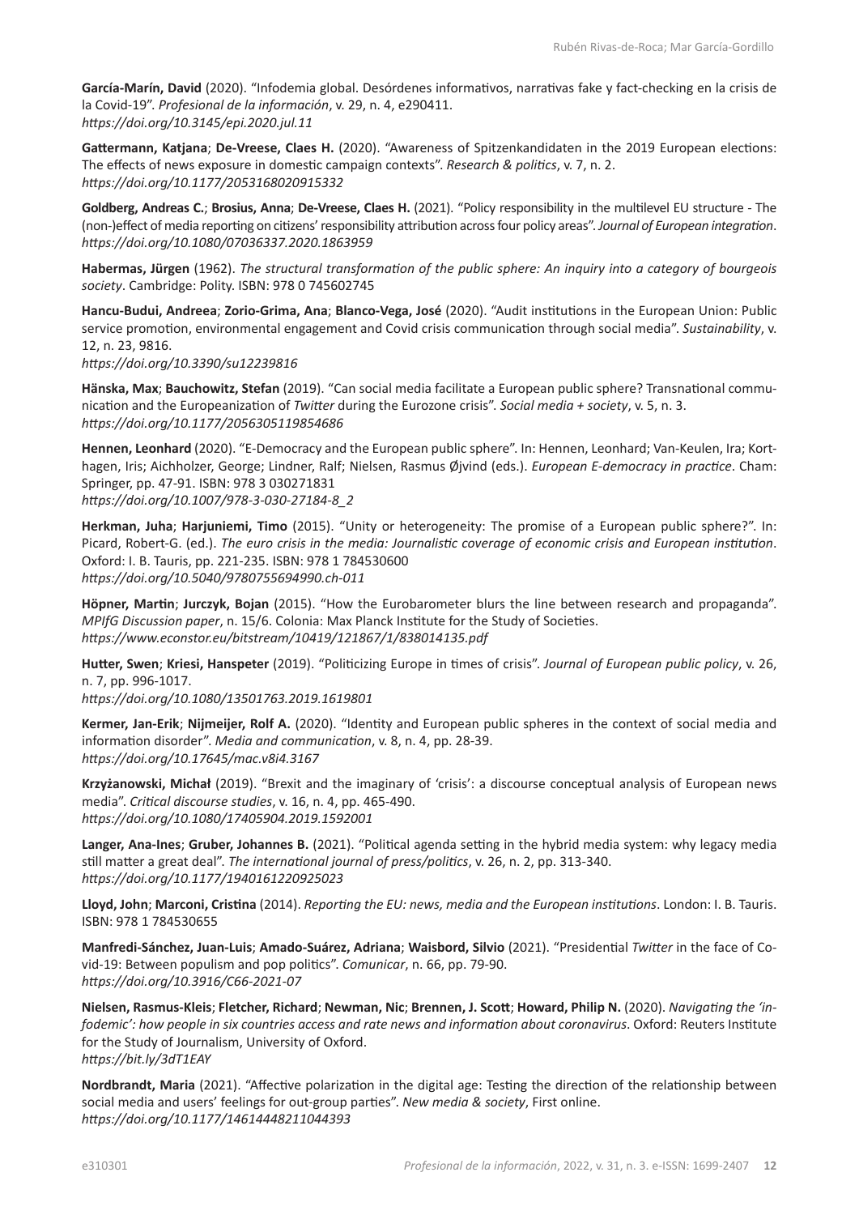**García-Marín, David** (2020). "Infodemia global. Desórdenes informativos, narrativas fake y fact-checking en la crisis de la Covid-19". *Profesional de la información*, v. 29, n. 4, e290411.
*https://doi.org/10.3145/epi.2020.jul.11*

**Gattermann, Katjana**; **De-Vreese, Claes H.** (2020). "Awareness of Spitzenkandidaten in the 2019 European elections: The effects of news exposure in domestic campaign contexts". *Research & politics*, v. 7, n. 2.
*https://doi.org/10.1177/2053168020915332*

**Goldberg, Andreas C.**; **Brosius, Anna**; **De-Vreese, Claes H.** (2021). "Policy responsibility in the multilevel EU structure - The (non-)effect of media reporting on citizens' responsibility attribution across four policy areas". *Journal of European integration*.
*https://doi.org/10.1080/07036337.2020.1863959*

**Habermas, Jürgen** (1962). *The structural transformation of the public sphere: An inquiry into a category of bourgeois society*. Cambridge: Polity. ISBN: 978 0 745602745

**Hancu-Budui, Andreea**; **Zorio-Grima, Ana**; **Blanco-Vega, José** (2020). "Audit institutions in the European Union: Public service promotion, environmental engagement and Covid crisis communication through social media". *Sustainability*, v. 12, n. 23, 9816.
*https://doi.org/10.3390/su12239816*

**Hänska, Max**; **Bauchowitz, Stefan** (2019). "Can social media facilitate a European public sphere? Transnational communication and the Europeanization of *Twitter* during the Eurozone crisis". *Social media + society*, v. 5, n. 3.
*https://doi.org/10.1177/2056305119854686*

**Hennen, Leonhard** (2020). "E-Democracy and the European public sphere". In: Hennen, Leonhard; Van-Keulen, Ira; Korthagen, Iris; Aichholzer, George; Lindner, Ralf; Nielsen, Rasmus Øjvind (eds.). *European E-democracy in practice*. Cham: Springer, pp. 47-91. ISBN: 978 3 030271831
*https://doi.org/10.1007/978-3-030-27184-8_2*

**Herkman, Juha**; **Harjuniemi, Timo** (2015). "Unity or heterogeneity: The promise of a European public sphere?". In: Picard, Robert-G. (ed.). *The euro crisis in the media: Journalistic coverage of economic crisis and European institution*. Oxford: I. B. Tauris, pp. 221-235. ISBN: 978 1 784530600
*https://doi.org/10.5040/9780755694990.ch-011*

**Höpner, Martin**; **Jurczyk, Bojan** (2015). "How the Eurobarometer blurs the line between research and propaganda". *MPIfG Discussion paper*, n. 15/6. Colonia: Max Planck Institute for the Study of Societies.
*https://www.econstor.eu/bitstream/10419/121867/1/838014135.pdf*

**Hutter, Swen**; **Kriesi, Hanspeter** (2019). "Politicizing Europe in times of crisis". *Journal of European public policy*, v. 26, n. 7, pp. 996-1017.
*https://doi.org/10.1080/13501763.2019.1619801*

**Kermer, Jan-Erik**; **Nijmeijer, Rolf A.** (2020). "Identity and European public spheres in the context of social media and information disorder". *Media and communication*, v. 8, n. 4, pp. 28-39.
*https://doi.org/10.17645/mac.v8i4.3167*

**Krzyżanowski, Michał** (2019). "Brexit and the imaginary of 'crisis': a discourse conceptual analysis of European news media". *Critical discourse studies*, v. 16, n. 4, pp. 465-490.
*https://doi.org/10.1080/17405904.2019.1592001*

**Langer, Ana-Ines**; **Gruber, Johannes B.** (2021). "Political agenda setting in the hybrid media system: why legacy media still matter a great deal". *The international journal of press/politics*, v. 26, n. 2, pp. 313-340.
*https://doi.org/10.1177/1940161220925023*

**Lloyd, John**; **Marconi, Cristina** (2014). *Reporting the EU: news, media and the European institutions*. London: I. B. Tauris. ISBN: 978 1 784530655

**Manfredi-Sánchez, Juan-Luis**; **Amado-Suárez, Adriana**; **Waisbord, Silvio** (2021). "Presidential *Twitter* in the face of Covid-19: Between populism and pop politics". *Comunicar*, n. 66, pp. 79-90.
*https://doi.org/10.3916/C66-2021-07*

**Nielsen, Rasmus-Kleis**; **Fletcher, Richard**; **Newman, Nic**; **Brennen, J. Scott**; **Howard, Philip N.** (2020). *Navigating the 'infodemic': how people in six countries access and rate news and information about coronavirus*. Oxford: Reuters Institute for the Study of Journalism, University of Oxford.
*https://bit.ly/3dT1EAY*

**Nordbrandt, Maria** (2021). "Affective polarization in the digital age: Testing the direction of the relationship between social media and users' feelings for out-group parties". *New media & society*, First online.
*https://doi.org/10.1177/14614448211044393*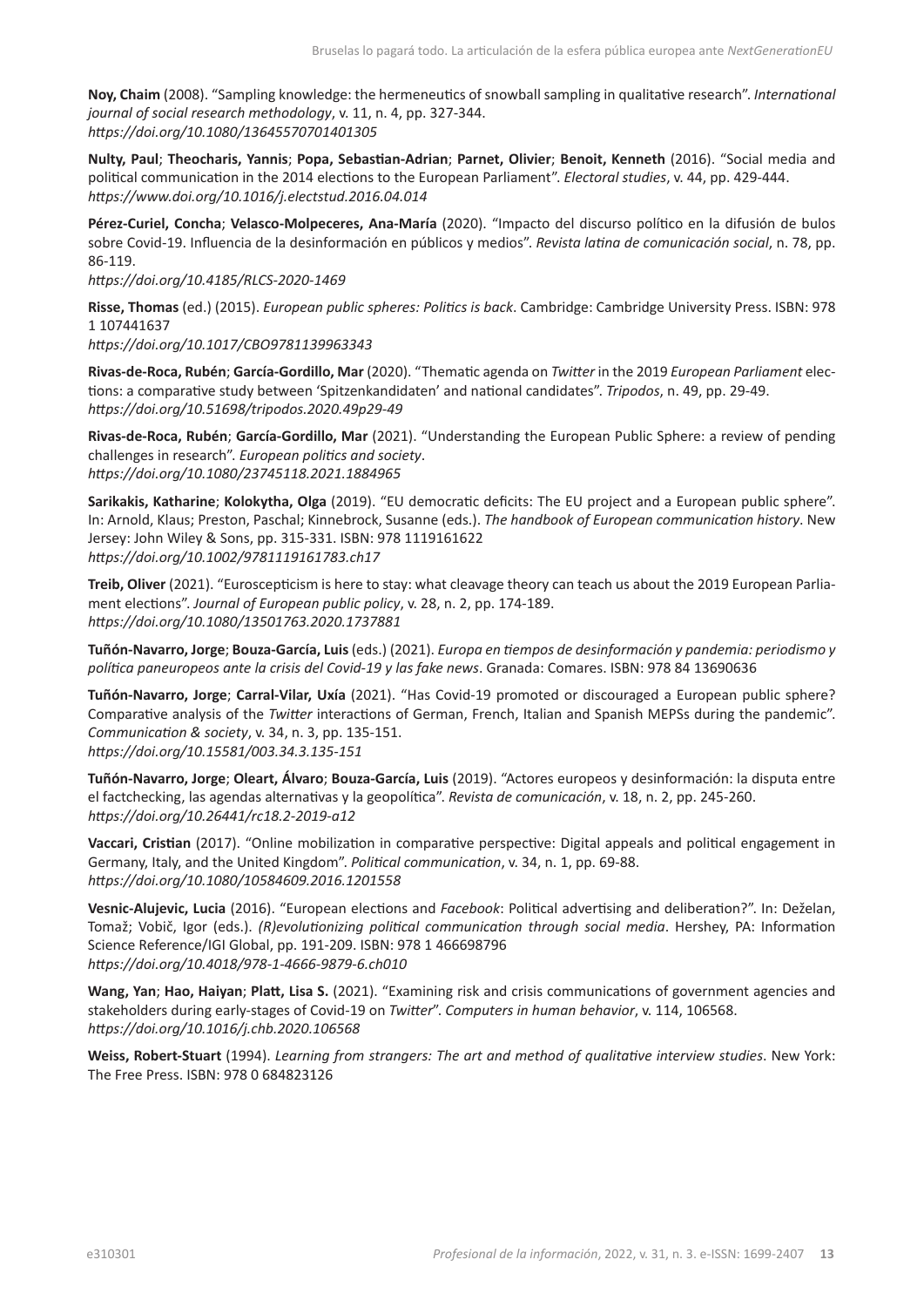**Noy, Chaim** (2008). "Sampling knowledge: the hermeneutics of snowball sampling in qualitative research". *International journal of social research methodology*, v. 11, n. 4, pp. 327-344.
*https://doi.org/10.1080/13645570701401305*

**Nulty, Paul**; **Theocharis, Yannis**; **Popa, Sebastian-Adrian**; **Parnet, Olivier**; **Benoit, Kenneth** (2016). "Social media and political communication in the 2014 elections to the European Parliament". *Electoral studies*, v. 44, pp. 429-444.
*https://www.doi.org/10.1016/j.electstud.2016.04.014*

**Pérez-Curiel, Concha**; **Velasco-Molpeceres, Ana-María** (2020). "Impacto del discurso político en la difusión de bulos sobre Covid-19. Influencia de la desinformación en públicos y medios". *Revista latina de comunicación social*, n. 78, pp. 86-119.
*https://doi.org/10.4185/RLCS-2020-1469*

**Risse, Thomas** (ed.) (2015). *European public spheres: Politics is back*. Cambridge: Cambridge University Press. ISBN: 978 1 107441637
*https://doi.org/10.1017/CBO9781139963343*

**Rivas-de-Roca, Rubén**; **García-Gordillo, Mar** (2020). "Thematic agenda on *Twitter* in the 2019 *European Parliament* elections: a comparative study between 'Spitzenkandidaten' and national candidates". *Tripodos*, n. 49, pp. 29-49.
*https://doi.org/10.51698/tripodos.2020.49p29-49*

**Rivas-de-Roca, Rubén**; **García-Gordillo, Mar** (2021). "Understanding the European Public Sphere: a review of pending challenges in research". *European politics and society*.
*https://doi.org/10.1080/23745118.2021.1884965*

**Sarikakis, Katharine**; **Kolokytha, Olga** (2019). "EU democratic deficits: The EU project and a European public sphere". In: Arnold, Klaus; Preston, Paschal; Kinnebrock, Susanne (eds.). *The handbook of European communication history*. New Jersey: John Wiley & Sons, pp. 315-331. ISBN: 978 1119161622
*https://doi.org/10.1002/9781119161783.ch17*

**Treib, Oliver** (2021). "Euroscepticism is here to stay: what cleavage theory can teach us about the 2019 European Parliament elections". *Journal of European public policy*, v. 28, n. 2, pp. 174-189.
*https://doi.org/10.1080/13501763.2020.1737881*

**Tuñón-Navarro, Jorge**; **Bouza-García, Luis** (eds.) (2021). *Europa en tiempos de desinformación y pandemia: periodismo y política paneuropeos ante la crisis del Covid-19 y las fake news*. Granada: Comares. ISBN: 978 84 13690636

**Tuñón-Navarro, Jorge**; **Carral-Vilar, Uxía** (2021). "Has Covid-19 promoted or discouraged a European public sphere? Comparative analysis of the *Twitter* interactions of German, French, Italian and Spanish MEPSs during the pandemic". *Communication & society*, v. 34, n. 3, pp. 135-151.
*https://doi.org/10.15581/003.34.3.135-151*

**Tuñón-Navarro, Jorge**; **Oleart, Álvaro**; **Bouza-García, Luis** (2019). "Actores europeos y desinformación: la disputa entre el factchecking, las agendas alternativas y la geopolítica". *Revista de comunicación*, v. 18, n. 2, pp. 245-260.
*https://doi.org/10.26441/rc18.2-2019-a12*

**Vaccari, Cristian** (2017). "Online mobilization in comparative perspective: Digital appeals and political engagement in Germany, Italy, and the United Kingdom". *Political communication*, v. 34, n. 1, pp. 69-88.
*https://doi.org/10.1080/10584609.2016.1201558*

**Vesnic-Alujevic, Lucia** (2016). "European elections and *Facebook*: Political advertising and deliberation?". In: Deželan, Tomaž; Vobič, Igor (eds.). *(R)evolutionizing political communication through social media*. Hershey, PA: Information Science Reference/IGI Global, pp. 191-209. ISBN: 978 1 466698796
*https://doi.org/10.4018/978-1-4666-9879-6.ch010*

**Wang, Yan**; **Hao, Haiyan**; **Platt, Lisa S.** (2021). "Examining risk and crisis communications of government agencies and stakeholders during early-stages of Covid-19 on *Twitter*". *Computers in human behavior*, v. 114, 106568.
*https://doi.org/10.1016/j.chb.2020.106568*

**Weiss, Robert-Stuart** (1994). *Learning from strangers: The art and method of qualitative interview studies*. New York: The Free Press. ISBN: 978 0 684823126